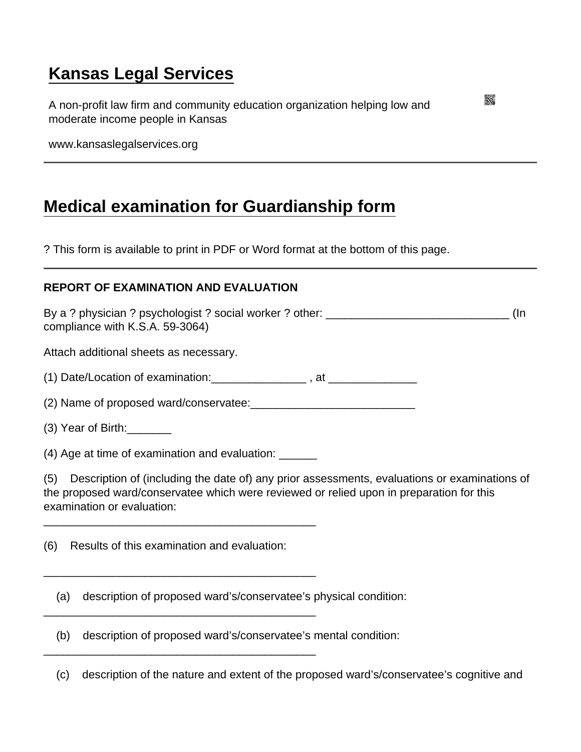# Kansas Legal Services

A non-profit law firm and community education organization helping low and moderate income people in Kansas

www.kansaslegalservices.org

---

## Medical examination for Guardianship form

? This form is available to print in PDF or Word format at the bottom of this page.

---

**REPORT OF EXAMINATION AND EVALUATION**

By a ? physician ? psychologist ? social worker ? other: ______________________________ (In compliance with K.S.A. 59-3064)

Attach additional sheets as necessary.

(1) Date/Location of examination:_______________ , at ______________

(2) Name of proposed ward/conservatee:__________________________

(3) Year of Birth:_______

(4) Age at time of examination and evaluation: ______

(5) Description of (including the date of) any prior assessments, evaluations or examinations of the proposed ward/conservatee which were reviewed or relied upon in preparation for this examination or evaluation:

_____________________________________________

(6) Results of this examination and evaluation:

_____________________________________________

(a) description of proposed ward's/conservatee's physical condition:

_____________________________________________

(b) description of proposed ward's/conservatee's mental condition:

_____________________________________________

(c) description of the nature and extent of the proposed ward's/conservatee's cognitive and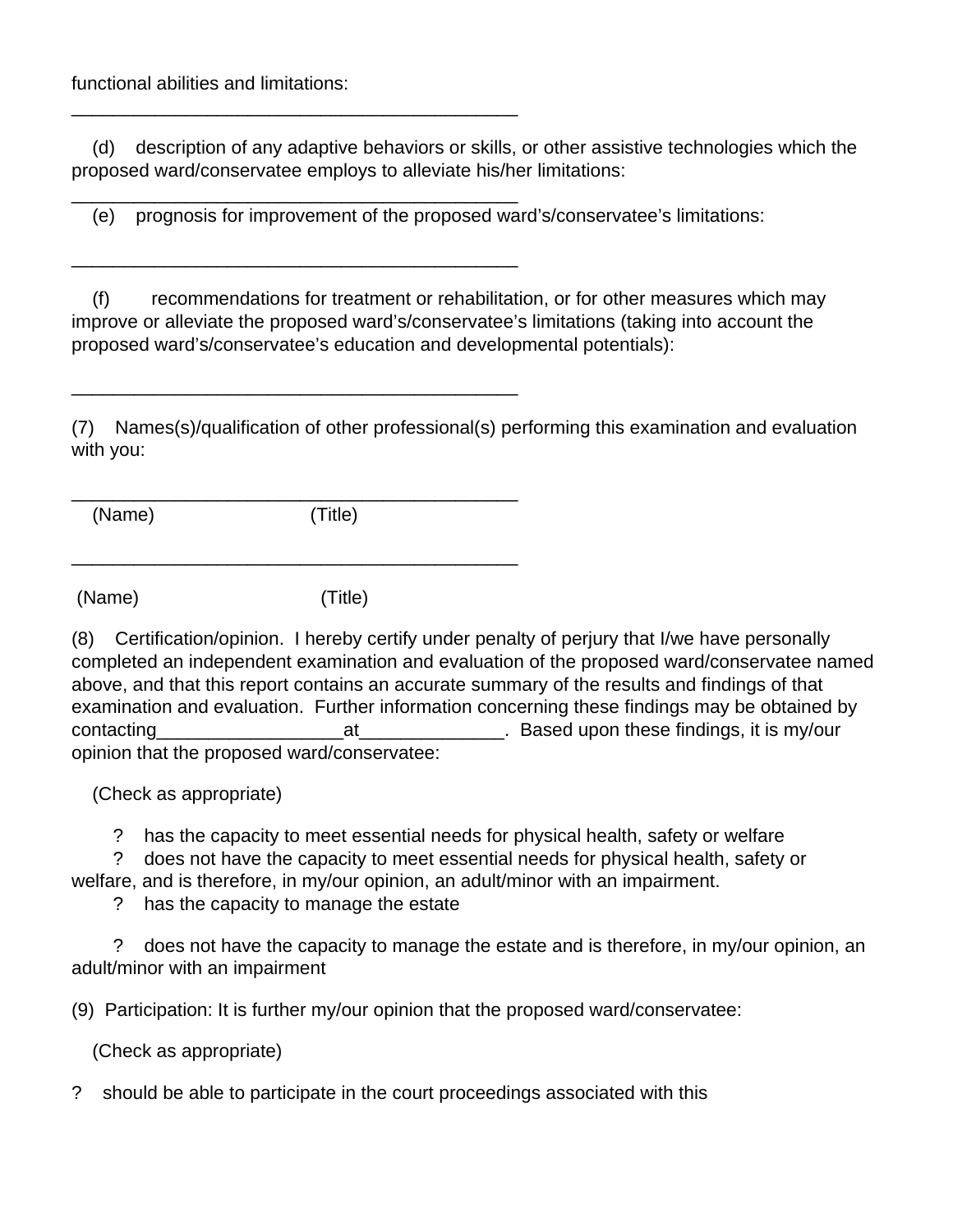functional abilities and limitations:

_____________________________________________

(d) description of any adaptive behaviors or skills, or other assistive technologies which the proposed ward/conservatee employs to alleviate his/her limitations:

_____________________________________________

(e) prognosis for improvement of the proposed ward's/conservatee's limitations:

_____________________________________________

(f) recommendations for treatment or rehabilitation, or for other measures which may improve or alleviate the proposed ward's/conservatee's limitations (taking into account the proposed ward's/conservatee's education and developmental potentials):

_____________________________________________

(7) Names(s)/qualification of other professional(s) performing this examination and evaluation with you:

_____________________________________________

(Name) (Title)

_____________________________________________

(Name) (Title)

(8) Certification/opinion. I hereby certify under penalty of perjury that I/we have personally completed an independent examination and evaluation of the proposed ward/conservatee named above, and that this report contains an accurate summary of the results and findings of that examination and evaluation. Further information concerning these findings may be obtained by contacting__________________at______________. Based upon these findings, it is my/our opinion that the proposed ward/conservatee:

(Check as appropriate)

? has the capacity to meet essential needs for physical health, safety or welfare

? does not have the capacity to meet essential needs for physical health, safety or welfare, and is therefore, in my/our opinion, an adult/minor with an impairment.

? has the capacity to manage the estate

? does not have the capacity to manage the estate and is therefore, in my/our opinion, an adult/minor with an impairment

(9) Participation: It is further my/our opinion that the proposed ward/conservatee:

(Check as appropriate)

? should be able to participate in the court proceedings associated with this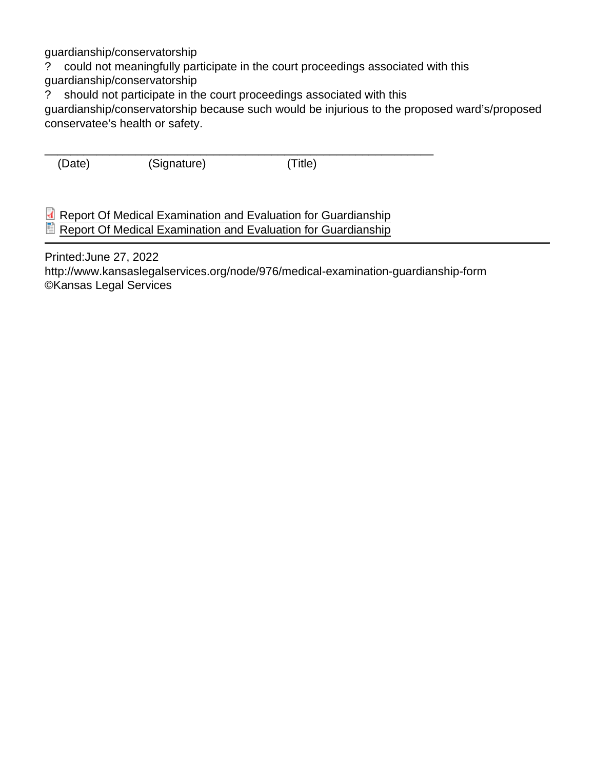guardianship/conservatorship

? could not meaningfully participate in the court proceedings associated with this guardianship/conservatorship

? should not participate in the court proceedings associated with this guardianship/conservatorship because such would be injurious to the proposed ward's/proposed conservatee's health or safety.

_______________________________________________________________

(Date) (Signature) (Title)

Report Of Medical Examination and Evaluation for Guardianship

Report Of Medical Examination and Evaluation for Guardianship

---

Printed:June 27, 2022

http://www.kansaslegalservices.org/node/976/medical-examination-guardianship-form

©Kansas Legal Services